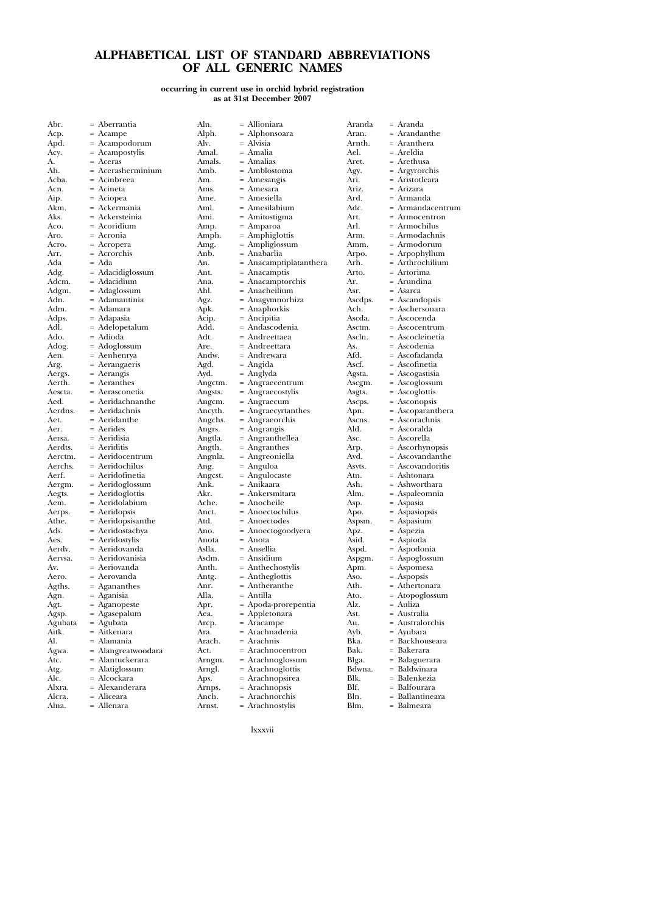# ALPHABETICAL LIST OF STANDARD ABBREVIATIONS OF ALL GENERIC NAMES

**occurring in current use in orchid hybrid registration as at 31st December 2007**

Abr. = Aberrantia
Acp. = Acampe
Apd. = Acampodorum
Acy. = Acampostylis
A. = Aceras
Ah. = Acerasherminium
Acba. = Acinbreea
Acn. = Acineta
Aip. = Aciopea
Akm. = Ackermania
Aks. = Ackersteinia
Aco. = Acoridium
Aro. = Acronia
Acro. = Acropera
Arr. = Acrorchis
Ada = Ada
Adg. = Adacidiglossum
Adcm. = Adacidium
Adgm. = Adaglossum
Adn. = Adamantinia
Adm. = Adamara
Adps. = Adapasia
Adl. = Adelopetalum
Ado. = Adioda
Adog. = Adoglossum
Aen. = Aenhenrya
Arg. = Aerangaeris
Aergs. = Aerangis
Aerth. = Aeranthes
Aescta. = Aerasconetia
Aed. = Aeridachnanthe
Aerdns. = Aeridachnis
Aet. = Aeridanthe
Aer. = Aerides
Aersa. = Aeridisia
Aerdts. = Aeriditis
Aerctm. = Aeridocentrum
Aerchs. = Aeridochilus
Aerf. = Aeridofinetia
Aergm. = Aeridoglossum
Aegts. = Aeridoglottis
Aem. = Aeridolabium
Aerps. = Aeridopsis
Athe. = Aeridopsisanthe
Ads. = Aeridostachya
Aes. = Aeridostylis
Aerdv. = Aeridovanda
Aervsa. = Aeridovanisia
Av. = Aeriovanda
Aero. = Aerovanda
Agths. = Agananthes
Agn. = Aganisia
Agt. = Aganopeste
Agsp. = Agasepalum
Agubata = Agubata
Aitk. = Aitkenara
Al. = Alamania
Agwa. = Alangreatwoodara
Atc. = Alantuckerara
Atg. = Alatiglossum
Alc. = Alcockara
Alxra. = Alexanderara
Alcra. = Aliceara
Alna. = Allenara
Aln. = Allioniara
Alph. = Alphonsoara
Alv. = Alvisia
Amal. = Amalia
Amals. = Amalias
Amb. = Amblostoma
Am. = Amesangis
Ams. = Amesara
Ame. = Amesiella
Aml. = Amesilabium
Ami. = Amitostigma
Amp. = Amparoa
Amph. = Amphiglottis
Amg. = Ampliglossum
Anb. = Anabarlia
An. = Anacamptiplatanthera
Ant. = Anacamptis
Ana. = Anacamptorchis
Ahl. = Anacheilium
Agz. = Anagymnorhiza
Apk. = Anaphorkis
Acip. = Ancipitia
Add. = Andascodenia
Adt. = Andreettaea
Are. = Andreettara
Andw. = Andrewara
Agd. = Angida
Ayd. = Anglyda
Angctm. = Angraecentrum
Angsts. = Angraecostylis
Angcm. = Angraecum
Ancyth. = Angraecyrtanthes
Angchs. = Angraeorchis
Angrs. = Angrangis
Angtla. = Angranthellea
Angth. = Angranthes
Angnla. = Angreoniella
Ang. = Anguloa
Angcst. = Angulocaste
Ank. = Anikaara
Akr. = Ankersmitara
Ache. = Anocheile
Anct. = Anoectochilus
Atd. = Anoectodes
Ano. = Anoectogoodyera
Anota = Anota
Aslla. = Ansellia
Asdm. = Ansidium
Anth. = Anthechostylis
Antg. = Antheglottis
Anr. = Antheranthe
Alla. = Antilla
Apr. = Apoda-prorepentia
Aea. = Appletonara
Arcp. = Aracampe
Ara. = Arachnadenia
Arach. = Arachnis
Act. = Arachnocentron
Arngm. = Arachnoglossum
Arngl. = Arachnoglottis
Aps. = Arachnopsirea
Arnps. = Arachnopsis
Anch. = Arachnorchis
Arnst. = Arachnostylis
Aranda = Aranda
Aran. = Arandanthe
Arnth. = Aranthera
Ael. = Areldia
Aret. = Arethusa
Agy. = Argyrorchis
Ari. = Aristotleara
Ariz. = Arizara
Ard. = Armanda
Adc. = Armandacentrum
Art. = Armocentron
Arl. = Armochilus
Arm. = Armodachnis
Amm. = Armodorum
Arpo. = Arpophyllum
Arh. = Arthrochilium
Arto. = Artorima
Ar. = Arundina
Asr. = Asarca
Ascdps. = Ascandopsis
Ach. = Aschersonara
Ascda. = Ascocenda
Asctm. = Ascocentrum
Ascln. = Ascocleinetia
As. = Ascodenia
Afd. = Ascofadanda
Ascf. = Ascofinetia
Agsta. = Ascogastisia
Ascgm. = Ascoglossum
Asgts. = Ascoglottis
Ascps. = Asconopsis
Apn. = Ascoparanthera
Ascns. = Ascorachnis
Ald. = Ascoralda
Asc. = Ascorella
Arp. = Ascorhynopsis
Avd. = Ascovandanthe
Asvts. = Ascovandoritis
Atn. = Ashtonara
Ash. = Ashworthara
Alm. = Aspaleomnia
Asp. = Aspasia
Apo. = Aspasiopsis
Aspsm. = Aspasium
Apz. = Aspezia
Asid. = Aspioda
Aspd. = Aspodonia
Aspgm. = Aspoglossum
Apm. = Aspomesa
Aso. = Aspopsis
Ath. = Athertonara
Ato. = Atopoglossum
Alz. = Auliza
Ast. = Australia
Au. = Australorchis
Ayb. = Ayubara
Bka. = Backhouseara
Bak. = Bakerara
Blga. = Balaguerara
Bdwna. = Baldwinara
Blk. = Balenkezia
Blf. = Balfourara
Bln. = Ballantineara
Blm. = Balmeara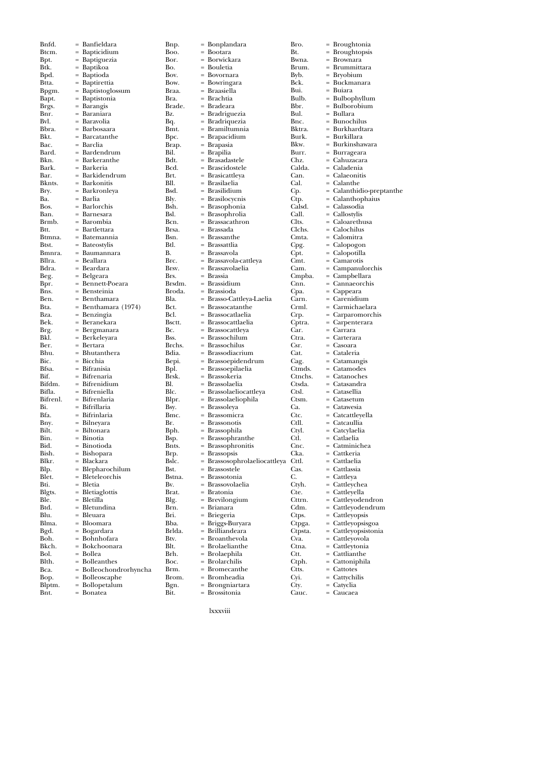Bnfd. = Banfieldara
Btcm. = Bapticidium
Bpt. = Baptiguezia
Btk. = Baptikoa
Bpd. = Baptioda
Btta. = Baptirettia
Bpgm. = Baptistoglossum
Bapt. = Baptistonia
Brgs. = Barangis
Bnr. = Baraniara
Bvl. = Baravolia
Bbra. = Barbosaara
Bkt. = Barcatanthe
Bac. = Barclia
Bard. = Bardendrum
Bkn. = Barkeranthe
Bark. = Barkeria
Bar. = Barkidendrum
Bknts. = Barkonitis
Bry. = Barkronleya
Ba. = Barlia
Bos. = Barlorchis
Ban. = Barnesara
Brmb. = Barombia
Btt. = Bartlettara
Btmna. = Batemannia
Btst. = Bateostylis
Bmnra. = Baumannara
Bllra. = Beallara
Bdra. = Beardara
Beg. = Belgeara
Bpr. = Bennett-Poeara
Bns. = Bensteinia
Ben. = Benthamara
Bta. = Benthamara (1974)
Bza. = Benzingia
Bek. = Beranekara
Brg. = Bergmanara
Bkl. = Berkeleyara
Ber. = Bertara
Bhu. = Bhutanthera
Bic. = Bicchia
Bfsa. = Bifranisia
Bif. = Bifrenaria
Bifdm. = Bifrenidium
Bifla. = Bifreniella
Bifrenl. = Bifrenlaria
Bi. = Bifrillaria
Bfa. = Bifrinlaria
Bny. = Bilneyara
Bilt. = Biltonara
Bin. = Binotia
Bid. = Binotioda
Bish. = Bishopara
Blkr. = Blackara
Blp. = Blepharochilum
Blet. = Bleteleorchis
Bti. = Bletia
Blgts. = Bletiaglottis
Ble. = Bletilla
Btd. = Bletundina
Blu. = Bleuara
Blma. = Bloomara
Bgd. = Bogardara
Boh. = Bohnhofara
Bkch. = Bokchoonara
Bol. = Bollea
Blth. = Bolleanthes
Bca. = Bolleochondrorhyncha
Bop. = Bolleoscaphe
Blptm. = Bollopetalum
Bnt. = Bonatea
Bnp. = Bonplandara
Boo. = Bootara
Bor. = Borwickara
Bo. = Bouletia
Bov. = Bovornara
Bow. = Bowringara
Braa. = Braasiella
Bra. = Brachtia
Brade. = Bradeara
Bz. = Bradriguezia
Bq. = Bradriquezia
Bmt. = Bramiltumnia
Bpc. = Brapacidium
Brap. = Brapasia
Bil. = Brapilia
Bdt. = Brasadastele
Bcd. = Brascidostele
Brt. = Brasicattleya
Bll. = Brasilaelia
Bsd. = Brasilidium
Bly. = Brasilocycnis
Bsh. = Brasophonia
Bsl. = Brasophrolia
Bcn. = Brassacathron
Brsa. = Brassada
Bsn. = Brassanthe
Btl. = Brassattlia
B. = Brassavola
Brc. = Brassavola-cattleya
Brsv. = Brassavolaelia
Brs. = Brassia
Brsdm. = Brassidium
Broda. = Brassioda
Bla. = Brasso-Cattleya-Laelia
Bct. = Brassocatanthe
Bcl. = Brassocatlaelia
Bsctt. = Brassocattlaelia
Bc. = Brassocattleya
Bss. = Brassochilum
Brchs. = Brassochilus
Bdia. = Brassodiacrium
Bepi. = Brassoepidendrum
Bpl. = Brassoepilaelia
Brsk. = Brassokeria
Bl. = Brassolaelia
Blc. = Brassolaeliocattleya
Blpr. = Brassolaeliophila
Bsy. = Brassoleya
Bmc. = Brassomicra
Br. = Brassonotis
Bph. = Brassophila
Bsp. = Brassophranthe
Bnts. = Brassophronitis
Brp. = Brassopsis
Bslc. = Brassosophrolaeliocattleya
Bst. = Brassostele
Bstna. = Brassotonia
Bv. = Brassovolaelia
Brat. = Bratonia
Blg. = Brevilongium
Brn. = Brianara
Bri. = Briegeria
Bba. = Briggs-Buryara
Brlda. = Brilliandeara
Btv. = Broanthevola
Blt. = Brolaelianthe
Brh. = Brolaephila
Boc. = Brolarchilis
Brm. = Bromecanthe
Brom. = Bromheadia
Bgn. = Brongniartara
Bit. = Brossitonia
Bro. = Broughtonia
Bt. = Broughtopsis
Bwna. = Brownara
Brum. = Brummittara
Byb. = Bryobium
Bck. = Buckmanara
Bui. = Buiara
Bulb. = Bulbophyllum
Bbr. = Bulborobium
Bul. = Bullara
Bnc. = Bunochilus
Bktra. = Burkhardtara
Burk. = Burkillara
Bkw. = Burkinshawara
Burr. = Burrageara
Chz. = Cahuzacara
Calda. = Caladenia
Can. = Calaeonitis
Cal. = Calanthe
Cp. = Calanthidio-preptanthe
Ctp. = Calanthophaius
Calsd. = Calassodia
Call. = Callostylis
Clts. = Caloarethusa
Clchs. = Calochilus
Cmta. = Calomitra
Cpg. = Calopogon
Cpt. = Calopotilla
Cmt. = Camarotis
Cam. = Campanulorchis
Cmpba. = Campbellara
Cnn. = Cannaeorchis
Cpa. = Cappeara
Carn. = Carenidium
Crml. = Carmichaelara
Crp. = Carparomorchis
Cptra. = Carpenterara
Car. = Carrara
Ctra. = Carterara
Csr. = Casoara
Cat. = Cataleria
Cag. = Catamangis
Ctmds. = Catamodes
Ctnchs. = Catanoches
Ctsda. = Catasandra
Ctsl. = Catasellia
Ctsm. = Catasetum
Ca. = Catawesia
Ctc. = Catcattleyella
Ctll. = Catcaullia
Ctyl. = Catcylaelia
Ctl. = Catlaelia
Cnc. = Catminichea
Cka. = Cattkeria
Cttl. = Cattlaelia
Cas. = Cattlassia
C. = Cattleya
Ctyh. = Cattleychea
Cte. = Cattleyella
Cttrn. = Cattleyodendron
Cdm. = Cattleyodendrum
Ctps. = Cattleyopsis
Ctpga. = Cattleyopsisgoa
Ctpsta. = Cattleyopsistonia
Cva. = Cattleyovola
Ctna. = Cattleytonia
Ctt. = Cattlianthe
Ctph. = Cattoniphila
Ctts. = Cattotes
Cyi. = Cattychilis
Cty. = Catyclia
Cauc. = Caucaea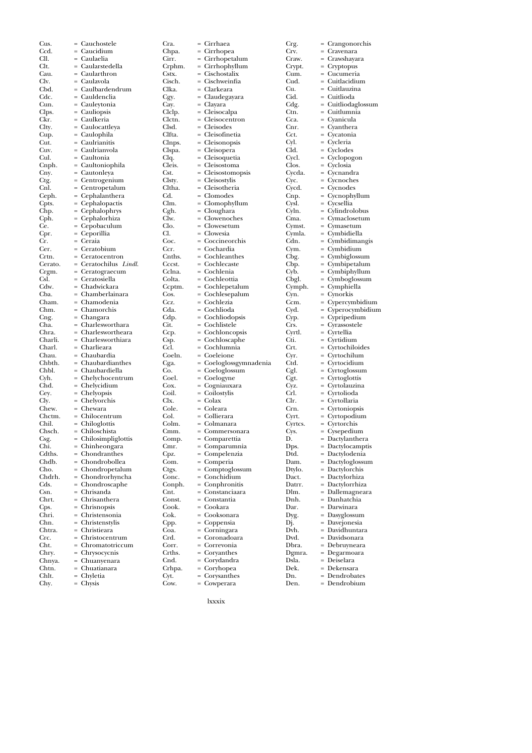Cus. = Cauchostele
Ccd. = Caucidium
Cll. = Caulaelia
Clt. = Caularstedella
Cau. = Cauarthron
Clv. = Caulavola
Cbd. = Caulbardendrum
Cdc. = Cauldenclia
Cun. = Cauleytonia
Clps. = Cauliopsis
Ckr. = Caulkeria
Clty. = Caulocattleya
Cup. = Caulophila
Cut. = Caulrianitis
Cuv. = Caulrianvola
Cul. = Caultonia
Cnph. = Caultoniophila
Cny. = Cautonleya
Ctg. = Centrogenium
Cnl. = Centropetalum
Ceph. = Cephalanthera
Cpts. = Cephalopactis
Chp. = Cephalophrys
Cph. = Cephalorhiza
Ce. = Cepobaculum
Cpr. = Ceporillia
Cr. = Ceraia
Cer. = Ceratobium
Crtn. = Ceratocentron
Cerato. = Ceratochilus *Lindl.*
Crgm. = Ceratograecum
Csl. = Ceratosiella
Cdw. = Chadwickara
Cba. = Chamberlainara
Cham. = Chamodenia
Chm. = Chamorchis
Cng. = Changara
Cha. = Charlesworthara
Chra. = Charleswortheara
Charli. = Charlesworthiara
Charl. = Charlieara
Chau. = Chaubardia
Chbth. = Chaubardianthes
Chbl. = Chaubardiella
Cyh. = Chelychocentrum
Chd. = Chelycidium
Cey. = Chelyopsis
Cly. = Chelyorchis
Chew. = Chewara
Chctm. = Chilocentrum
Chil. = Chiloglottis
Chsch. = Chiloschista
Csg. = Chilosimpliglottis
Chi. = Chinheongara
Cdths. = Chondranthes
Chdb. = Chondrobollea
Cho. = Chondropetalum
Chdrh. = Chondrorhyncha
Cds. = Chondroscaphe
Csn. = Chrisanda
Chrt. = Chrisanthera
Cps. = Chrisnopsis
Chri. = Christensonia
Chn. = Christenstylis
Chtra. = Christieara
Crc. = Christocentrum
Cht. = Chromatotriccum
Chry. = Chrysocycnis
Chnya. = Chuanyenara
Chtn. = Chuatianara
Chlt. = Chyletia
Chy. = Chysis
Cra. = Cirrhaea
Chpa. = Cirrhopea
Cirr. = Cirrhopetalum
Crphm. = Cirrhophyllum
Cstx. = Cischostalix
Cisch. = Cischweinfia
Clka. = Clarkeara
Cgy. = Claudegayara
Cay. = Clayara
Clclp. = Cleisocalpa
Clctn. = Cleisocentron
Clsd. = Cleisodes
Clfta. = Cleisofinetia
Clnps. = Cleisonopsis
Clspa. = Cleisopera
Clq. = Cleisoquetia
Cleis. = Cleisostoma
Cst. = Cleisostomopsis
Clsty. = Cleisostylis
Cltha. = Cleisotheria
Cd. = Clomodes
Clm. = Clomophyllum
Cgh. = Cloughara
Clw. = Clowenoches
Clo. = Clowesetum
Cl. = Clowesia
Coc. = Coccineorchis
Ccr. = Cochardia
Cnths. = Cochleanthes
Cccst. = Cochlecaste
Cclna. = Cochlenia
Colta. = Cochleottia
Ccptm. = Cochlepetalum
Cos. = Cochlesepalum
Ccz. = Cochlezia
Cda. = Cochlioda
Cdp. = Cochliodopsis
Cit. = Cochlistele
Ccp. = Cochloncopsis
Csp. = Cochloscaphe
Ccl. = Cochlumnia
Coeln. = Coeleione
Cga. = Coeloglossgymnadenia
Co. = Coeloglossum
Coel. = Coelogyne
Cox. = Cogniauxara
Coil. = Coilostylis
Clx. = Colax
Cole. = Coleara
Col. = Collierara
Colm. = Colmanara
Cmm. = Commersonara
Comp. = Comparettia
Cmr. = Comparumnia
Cpz. = Compelenzia
Com. = Comperia
Ctgs. = Comptoglossum
Conc. = Conchidium
Conph. = Conphronitis
Cnt. = Constanciaara
Const. = Constantia
Cook. = Cookara
Cok. = Cooksonara
Cpp. = Coppensia
Coa. = Corningara
Crd. = Coronadoara
Corr. = Correvonia
Crths. = Coryanthes
Cnd. = Corydandra
Crhpa. = Coryhopea
Cyt. = Corysanthes
Cow. = Cowperara
Crg. = Crangonorchis
Crv. = Cravenara
Craw. = Crawshayara
Crypt. = Cryptopus
Cum. = Cucumeria
Cud. = Cuitlacidium
Cu. = Cuitlauzina
Cid. = Cuitlioda
Cdg. = Cuitliodaglossum
Ctn. = Cuitlumnia
Cca. = Cyanicula
Cnr. = Cyanthera
Cct. = Cycatonia
Cyl. = Cycleria
Cld. = Cyclodes
Cycl. = Cyclopogon
Clos. = Cyclosia
Cycda. = Cycnandra
Cyc. = Cycnoches
Cycd. = Cycnodes
Cnp. = Cycnophyllum
Cysl. = Cycsellia
Cyln. = Cylindrolobus
Cma. = Cymaclosetum
Cymst. = Cymasetum
Cymla. = Cymbidiella
Cdn. = Cymbidimangis
Cym. = Cymbidium
Cbg. = Cymbiglossum
Cbp. = Cymbipetalum
Cyb. = Cymbiphyllum
Cbgl. = Cymboglossum
Cymph. = Cymphiella
Cyn. = Cynorkis
Ccm. = Cypercymbidium
Cyd. = Cyperocymbidium
Cyp. = Cypripedium
Crs. = Cyrassostele
Cyrtl. = Cyrtellia
Cti. = Cyrtidium
Crt. = Cyrtochiloides
Cyr. = Cyrtochilum
Ctd. = Cyrtocidium
Cgl. = Cyrtoglossum
Cgt. = Cyrtoglottis
Cyz. = Cyrtolauzina
Crl. = Cyrtolioda
Clr. = Cyrtollaria
Crn. = Cyrtoniopsis
Cyrt. = Cyrtopodium
Cyrtcs. = Cyrtorchis
Cys. = Cysepedium
D. = Dactylanthera
Dps. = Dactylocamptis
Dtd. = Dactylodenia
Dam. = Dactyloglossum
Dtylo. = Dactylorchis
Dact. = Dactylorhiza
Datrr. = Dactylorrhiza
Dlm. = Dallemagneara
Dnh. = Danhatchia
Dar. = Darwinara
Dyg. = Dasyglossum
Dj. = Davejonesia
Dvh. = Davidhuntara
Dvd. = Davidsonara
Dbra. = Debruyneara
Dgmra. = Degarmoara
Dsla. = Deiselara
Dek. = Dekensara
Dn. = Dendrobates
Den. = Dendrobium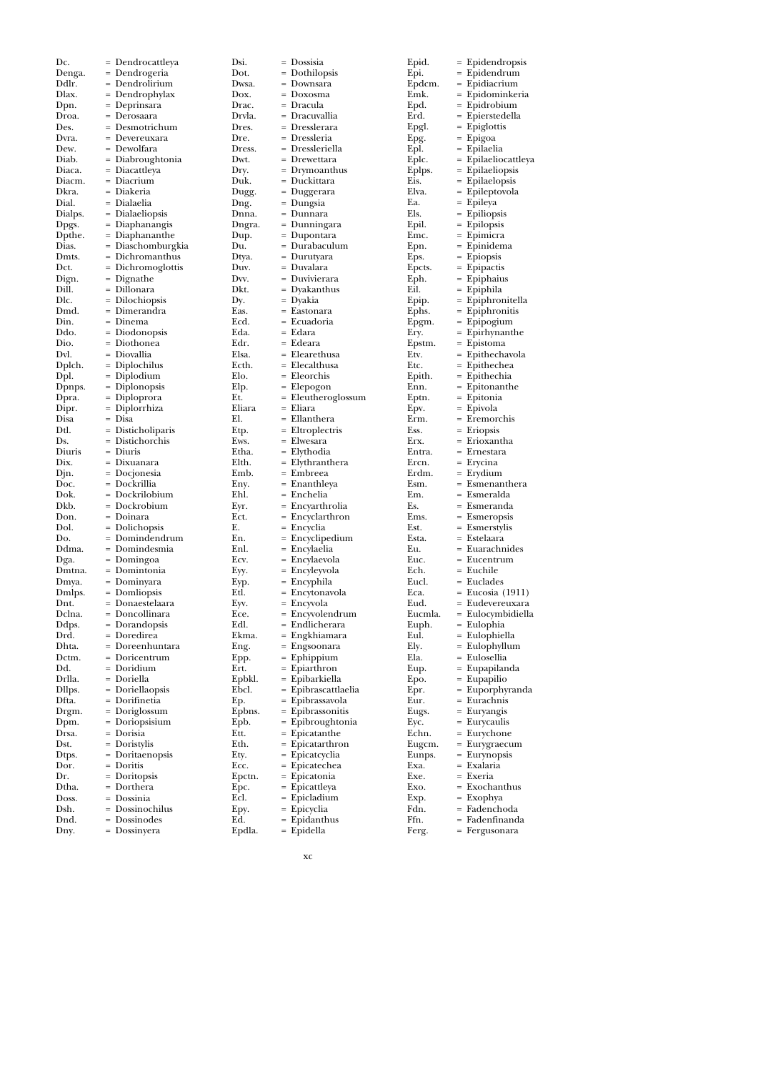Dc. = Dendrocattleya
Denga. = Dendrogeria
Ddlr. = Dendrolirium
Dlax. = Dendrophylax
Dpn. = Deprinsara
Droa. = Derosaara
Des. = Desmotrichum
Dvra. = Devereuxara
Dew. = Dewolfara
Diab. = Diabroughtonia
Diaca. = Diacattleya
Diacm. = Diacrium
Dkra. = Diakeria
Dial. = Dialaelia
Dialps. = Dialaeliopsis
Dpgs. = Diaphanangis
Dpthe. = Diaphananthe
Dias. = Diaschomburgkia
Dmts. = Dichromanthus
Dct. = Dichromoglottis
Dign. = Dignathe
Dill. = Dillonara
Dlc. = Dilochiopsis
Dmd. = Dimerandra
Din. = Dinema
Ddo. = Diodonopsis
Dio. = Diothonea
Dvl. = Diovallia
Dplch. = Diplochilus
Dpl. = Diplodium
Dpnps. = Diplonopsis
Dpra. = Diploprora
Dipr. = Diplorrhiza
Disa = Disa
Dtl. = Disticholiparis
Ds. = Distichorchis
Diuris = Diuris
Dix. = Dixuanara
Djn. = Docjonesia
Doc. = Dockrillia
Dok. = Dockrilobium
Dkb. = Dockrobium
Don. = Doinara
Dol. = Dolichopsis
Do. = Domindendrum
Ddma. = Domindesmia
Dga. = Domingoa
Dmtna. = Domintonia
Dmya. = Dominyara
Dmlps. = Domliopsis
Dnt. = Donaestelaara
Dclna. = Doncollinara
Ddps. = Dorandopsis
Drd. = Doredirea
Dhta. = Doreenhuntara
Dctm. = Doricentrum
Dd. = Doridium
Drlla. = Doriella
Dllps. = Doriellaopsis
Dfta. = Dorifinetia
Drgm. = Doriglossum
Dpm. = Doriopsisium
Drsa. = Dorisia
Dst. = Doristylis
Dtps. = Doritaenopsis
Dor. = Doritis
Dr. = Doritopsis
Dtha. = Dorthera
Doss. = Dossinia
Dsh. = Dossinochilus
Dnd. = Dossinodes
Dny. = Dossinyera
Dsi. = Dossisia
Dot. = Dothilopsis
Dwsa. = Downsara
Dox. = Doxosma
Drac. = Dracula
Drvla. = Dracuvallia
Dres. = Dresslerara
Dre. = Dressleria
Dress. = Dressleriella
Dwt. = Drewettara
Dry. = Drymoanthus
Duk. = Duckittara
Dugg. = Duggerara
Dng. = Dungsia
Dnna. = Dunnara
Dngra. = Dunningara
Dup. = Dupontara
Du. = Durabaculum
Dtya. = Durutyara
Duv. = Duvalara
Dvv. = Duvivierara
Dkt. = Dyakanthus
Dy. = Dyakia
Eas. = Eastonara
Ecd. = Ecuadoria
Eda. = Edara
Edr. = Edeara
Elsa. = Elearethusa
Ecth. = Elecalthusa
Elo. = Eleorchis
Elp. = Elepogon
Et. = Eleutheroglossum
Eliara = Eliara
El. = Ellanthera
Etp. = Eltroplectris
Ews. = Elwesara
Etha. = Elythodia
Elth. = Elythranthera
Emb. = Embreea
Eny. = Enanthleya
Ehl. = Enchelia
Eyr. = Encyarthrolia
Ect. = Encyclarthron
E. = Encyclia
En. = Encyclipedium
Enl. = Encylaelia
Ecv. = Encylaevola
Eyy. = Encyleyvola
Eyp. = Encyphila
Etl. = Encytonavola
Eyv. = Encyvola
Ece. = Encyvolendrum
Edl. = Endlicherara
Ekma. = Engkhiamara
Eng. = Engsoonara
Epp. = Ephippium
Ert. = Epiarthron
Epbkl. = Epibarkiella
Ebcl. = Epibrascattlaelia
Ep. = Epibrassavola
Epbns. = Epibrassonitis
Epb. = Epibroughtonia
Ett. = Epicatanthe
Eth. = Epicatarthron
Ety. = Epicatcyclia
Ecc. = Epicatechea
Epctn. = Epicatonia
Epc. = Epicattleya
Ecl. = Epicladium
Epy. = Epicyclia
Ed. = Epidanthus
Epdla. = Epidella
Epid. = Epidendropsis
Epi. = Epidendrum
Epdcm. = Epidiacrium
Emk. = Epidominkeria
Epd. = Epidrobium
Erd. = Epierstedella
Epgl. = Epiglottis
Epg. = Epigoa
Epl. = Epilaelia
Eplc. = Epilaeliocattleya
Eplps. = Epilaeliopsis
Eis. = Epilaelopsis
Elva. = Epileptovola
Ea. = Epileya
Els. = Epiliopsis
Epil. = Epilopsis
Emc. = Epimicra
Epn. = Epinidema
Eps. = Epiopsis
Epcts. = Epipactis
Eph. = Epiphaius
Eil. = Epiphila
Epip. = Epiphronitella
Ephs. = Epiphronitis
Epgm. = Epipogium
Ery. = Epirhynanthe
Epstm. = Epistoma
Etv. = Epithechavola
Etc. = Epithechea
Epith. = Epithechia
Enn. = Epitonanthe
Eptn. = Epitonia
Epv. = Epivola
Erm. = Eremorchis
Ess. = Eriopsis
Erx. = Erioxantha
Entra. = Ernestara
Ercn. = Erycina
Erdm. = Erydium
Esm. = Esmenanthera
Em. = Esmeralda
Es. = Esmeranda
Ems. = Esmeropsis
Est. = Esmerstylis
Esta. = Estelaara
Eu. = Euarachnides
Euc. = Eucentrum
Ech. = Euchile
Eucl. = Euclades
Eca. = Eucosia (1911)
Eud. = Eudevereuxara
Eucmla. = Eulocymbidiella
Euph. = Eulophia
Eul. = Eulophiella
Ely. = Eulophyllum
Ela. = Eulosellia
Eup. = Eupapilanda
Epo. = Eupapilio
Epr. = Euporphyranda
Eur. = Eurachnis
Eugs. = Euryangis
Eyc. = Eurycaulis
Echn. = Eurychone
Eugcm. = Eurygraecum
Eunps. = Eurynopsis
Exa. = Exalaria
Exe. = Exeria
Exo. = Exochanthus
Exp. = Exophya
Fdn. = Fadenchoda
Ffn. = Fadenfinanda
Ferg. = Fergusonara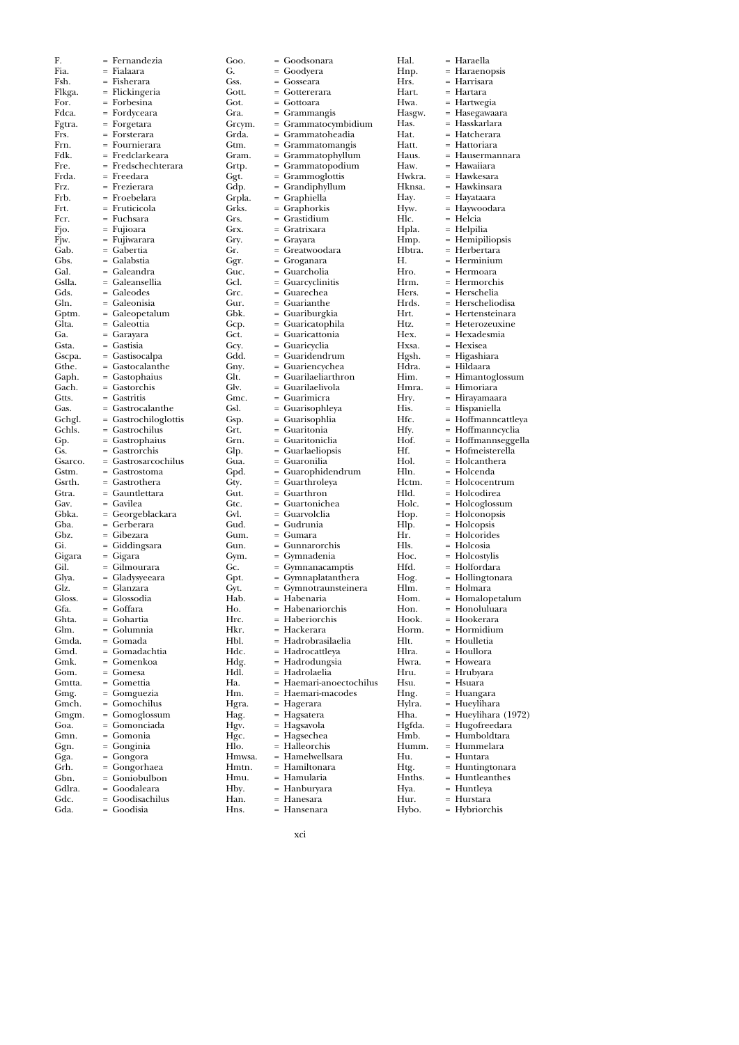F. = Fernandezia
Fia. = Fialaara
Fsh. = Fisherara
Flkga. = Flickingeria
For. = Forbesina
Fdca. = Fordyceara
Fgtra. = Forgetara
Frs. = Forsterara
Frn. = Fournierara
Fdk. = Fredclarkeara
Fre. = Fredschechterara
Frda. = Freedara
Frz. = Frezierara
Frb. = Froebelara
Frt. = Fruticicola
Fcr. = Fuchsara
Fjo. = Fujioara
Fjw. = Fujiwarara
Gab. = Gabertia
Gbs. = Galabstia
Gal. = Galeandra
Gslla. = Galeansellia
Gds. = Galeodes
Gln. = Galeonisia
Gptm. = Galeopetalum
Glta. = Galeottia
Ga. = Garayara
Gsta. = Gastisia
Gscpa. = Gastisocalpa
Gthe. = Gastocalanthe
Gaph. = Gastophaius
Gach. = Gastorchis
Gtts. = Gastritis
Gas. = Gastrocalanthe
Gchgl. = Gastrochiloglottis
Gchls. = Gastrochilus
Gp. = Gastrophaius
Gs. = Gastrorchis
Gsarco. = Gastrosarcochilus
Gstm. = Gastrostoma
Gsrth. = Gastrothera
Gtra. = Gauntlettara
Gav. = Gavilea
Gbka. = Georgeblackara
Gba. = Gerberara
Gbz. = Gibezara
Gi. = Giddingsara
Gigara = Gigara
Gil. = Gilmourara
Glya. = Gladysyeeara
Glz. = Glanzara
Gloss. = Glossodia
Gfa. = Goffara
Ghta. = Gohartia
Glm. = Golumnia
Gmda. = Gomada
Gmd. = Gomadachtia
Gmk. = Gomenkoa
Gom. = Gomesa
Gmtta. = Gomettia
Gmg. = Gomguezia
Gmch. = Gomochilus
Gmgm. = Gomoglossum
Goa. = Gomonciada
Gmn. = Gomonia
Ggn. = Gonginia
Gga. = Gongora
Grh. = Gongorhaea
Gbn. = Goniobulbon
Gdlra. = Goodaleara
Gdc. = Goodisachilus
Gda. = Goodisia
Goo. = Goodsonara
G. = Goodyera
Gss. = Gosseara
Gott. = Gottererara
Got. = Gottoara
Gra. = Grammangis
Grcym. = Grammatocymbidium
Grda. = Grammatoheadia
Gtm. = Grammatomangis
Gram. = Grammatophyllum
Grtp. = Grammatopodium
Ggt. = Grammoglottis
Gdp. = Grandiphyllum
Grpla. = Graphiella
Grks. = Graphorkis
Grs. = Grastidium
Grx. = Gratrixara
Gry. = Grayara
Gr. = Greatwoodara
Ggr. = Groganara
Guc. = Guarcholia
Gcl. = Guarcyclinitis
Grc. = Guarechea
Gur. = Guarianthe
Gbk. = Guariburgkia
Gcp. = Guaricatophila
Gct. = Guaricattonia
Gcy. = Guaricyclia
Gdd. = Guaridendrum
Gny. = Guariencychea
Glt. = Guarilaeliarthron
Glv. = Guarilaelivola
Gmc. = Guarimicra
Gsl. = Guarisophleya
Gsp. = Guarisophlia
Grt. = Guaritonia
Grn. = Guaritoniclia
Glp. = Guarlaeliopsis
Gua. = Guaronilia
Gpd. = Guarophidendrum
Gty. = Guarthroleya
Gut. = Guarthron
Gtc. = Guartonichea
Gvl. = Guarvolclia
Gud. = Gudrunia
Gum. = Gumara
Gun. = Gunnarorchis
Gym. = Gymnadenia
Gc. = Gymnanacamptis
Gpt. = Gymnaplatanthera
Gyt. = Gymnotraunsteinera
Hab. = Habenaria
Ho. = Habenariorchis
Hrc. = Haberiorchis
Hkr. = Hackerara
Hbl. = Hadrobrasilaelia
Hdc. = Hadrocattleya
Hdg. = Hadrodungsia
Hdl. = Hadrolaelia
Ha. = Haemari-anoectochilus
Hm. = Haemari-macodes
Hgra. = Hagerara
Hag. = Hagsatera
Hgv. = Hagsavola
Hgc. = Hagsechea
Hlo. = Halleorchis
Hmwsa. = Hamelwellsara
Hmtn. = Hamiltonara
Hmu. = Hamularia
Hby. = Hanburyara
Han. = Hanesara
Hns. = Hansenara
Hal. = Haraella
Hnp. = Haraenopsis
Hrs. = Harrisara
Hart. = Hartara
Hwa. = Hartwegia
Hasgw. = Hasegawaara
Has. = Hasskarlara
Hat. = Hatcherara
Hatt. = Hattoriara
Haus. = Hausermannara
Haw. = Hawaiiara
Hwkra. = Hawkesara
Hknsa. = Hawkinsara
Hay. = Hayataara
Hyw. = Haywoodara
Hlc. = Helcia
Hpla. = Helpilia
Hmp. = Hemipiliopsis
Hbtra. = Herbertara
H. = Herminium
Hro. = Hermoara
Hrm. = Hermorchis
Hers. = Herschelia
Hrds. = Herscheliodisa
Hrt. = Hertensteinara
Htz. = Heterozeuxine
Hex. = Hexadesmia
Hxsa. = Hexisea
Hgsh. = Higashiara
Hdra. = Hildaara
Him. = Himantoglossum
Hmra. = Himoriara
Hry. = Hirayamaara
His. = Hispaniella
Hfc. = Hoffmanncattleya
Hfy. = Hoffmanncyclia
Hof. = Hoffmannseggella
Hf. = Hofmeisterella
Hol. = Holcanthera
Hln. = Holcenda
Hctm. = Holcocentrum
Hld. = Holcodirea
Holc. = Holcoglossum
Hop. = Holconopsis
Hlp. = Holcopsis
Hr. = Holcorides
Hls. = Holcosia
Hoc. = Holcostylis
Hfd. = Holfordara
Hog. = Hollingtonara
Hlm. = Holmara
Hom. = Homalopetalum
Hon. = Honoluluara
Hook. = Hookerara
Horm. = Hormidium
Hlt. = Houlletia
Hlra. = Houllora
Hwra. = Howeara
Hru. = Hrubyara
Hsu. = Hsuara
Hng. = Huangara
Hylra. = Hueylihara
Hha. = Hueylihara (1972)
Hgfda. = Hugofreedara
Hmb. = Humboldtara
Humm. = Hummelara
Hu. = Huntara
Htg. = Huntingtonara
Hnths. = Huntleanthes
Hya. = Huntleya
Hur. = Hurstara
Hybo. = Hybriorchis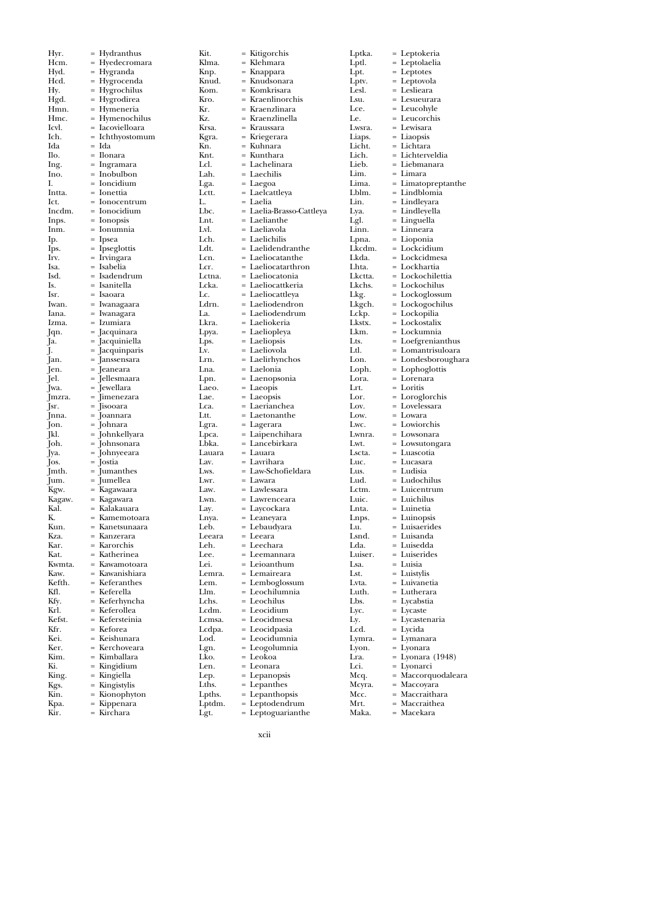Hyr. = Hydranthus
Hcm. = Hyedecromara
Hyd. = Hygranda
Hcd. = Hygrocenda
Hy. = Hygrochilus
Hgd. = Hygrodirea
Hmn. = Hymeneria
Hmc. = Hymenochilus
Icvl. = Iacovielloara
Ich. = Ichthyostomum
Ida = Ida
Ilo. = Ilonara
Ing. = Ingramara
Ino. = Inobulbon
I. = Ioncidium
Intta. = Ionettia
Ict. = Ionocentrum
Incdm. = Ionocidium
Inps. = Ionopsis
Inm. = Ionumnia
Ip. = Ipsea
Ips. = Ipseglottis
Irv. = Irvingara
Isa. = Isabelia
Isd. = Isadendrum
Is. = Isanitella
Isr. = Isaoara
Iwan. = Iwanagaara
Iana. = Iwanagara
Izma. = Izumiara
Jqn. = Jacquinara
Ja. = Jacquiniella
J. = Jacquinparis
Jan. = Janssensara
Jen. = Jeaneara
Jel. = Jellesmaara
Jwa. = Jewellara
Jmzra. = Jimenezara
Jsr. = Jisooara
Jnna. = Joannara
Jon. = Johnara
Jkl. = Johnkellyara
Joh. = Johnsonara
Jya. = Johnyeeara
Jos. = Jostia
Jmth. = Jumanthes
Jum. = Jumellea
Kgw. = Kagawaara
Kagaw. = Kagawara
Kal. = Kalakauara
K. = Kamemotoara
Kun. = Kanetsunaara
Kza. = Kanzerara
Kar. = Karorchis
Kat. = Katherinea
Kwmta. = Kawamotoara
Kaw. = Kawanishiara
Kefth. = Keferanthes
Kfl. = Keferella
Kfy. = Keferhyncha
Krl. = Keferollea
Kefst. = Kefersteinia
Kfr. = Keforea
Kei. = Keishunara
Ker. = Kerchoveara
Kim. = Kimballara
Ki. = Kingidium
King. = Kingiella
Kgs. = Kingistylis
Kin. = Kionophyton
Kpa. = Kippenara
Kir. = Kirchara
Kit. = Kitigorchis
Klma. = Klehmara
Knp. = Knappara
Knud. = Knudsonara
Kom. = Komkrisara
Kro. = Kraenlinorchis
Kr. = Kraenzlinara
Kz. = Kraenzlinella
Krsa. = Kraussara
Kgra. = Kriegerara
Kn. = Kuhnara
Knt. = Kunthara
Lcl. = Lachelinara
Lah. = Laechilis
Lga. = Laegoa
Lctt. = Laelcattleya
L. = Laelia
Lbc. = Laelia-Brasso-Cattleya
Lnt. = Laelianthe
Lvl. = Laeliavola
Lch. = Laelichilis
Ldt. = Laelidendranthe
Lcn. = Laeliocatanthe
Lcr. = Laeliocatarthron
Lctna. = Laeliocatonia
Lcka. = Laeliocattkeria
Lc. = Laeliocattleya
Ldrn. = Laeliodendron
La. = Laeliodendrum
Lkra. = Laeliokeria
Lpya. = Laeliopleya
Lps. = Laeliopsis
Lv. = Laeliovola
Lrn. = Laelirhynchos
Lna. = Laelonia
Lpn. = Laenopsonia
Laeo. = Laeopis
Lae. = Laeopsis
Lca. = Laerianchea
Ltt. = Laetonanthe
Lgra. = Lagerara
Lpca. = Laipenchihara
Lbka. = Lancebirkara
Lauara = Lauara
Lav. = Lavrihara
Lws. = Law-Schofieldara
Lwr. = Lawara
Law. = Lawlessara
Lwn. = Lawrenceara
Lay. = Laycockara
Lnya. = Leaneyara
Leb. = Lebaudyara
Leeara = Leeara
Leh. = Leechara
Lee. = Leemannara
Lei. = Leioanthum
Lemra. = Lemaireara
Lem. = Lemboglossum
Llm. = Leochilumnia
Lchs. = Leochilus
Lcdm. = Leocidium
Lcmsa. = Leocidmesa
Lcdpa. = Leocidpasia
Lod. = Leocidumnia
Lgn. = Leogolumnia
Lko. = Leokoa
Len. = Leonara
Lep. = Lepanopsis
Lths. = Lepanthes
Lpths. = Lepanthopsis
Lptdm. = Leptodendrum
Lgt. = Leptoguarianthe
Lptka. = Leptokeria
Lptl. = Leptolaelia
Lpt. = Leptotes
Lptv. = Leptovola
Lesl. = Leslieara
Lsu. = Lesueurara
Lce. = Leucohyle
Le. = Leucorchis
Lwsra. = Lewisara
Liaps. = Liaopsis
Licht. = Lichtara
Lich. = Lichterveldia
Lieb. = Liebmanara
Lim. = Limara
Lima. = Limatopreptanthe
Lblm. = Lindblomia
Lin. = Lindleyara
Lya. = Lindleyella
Lgl. = Linguella
Linn. = Linneara
Lpna. = Lioponia
Lkcdm. = Lockcidium
Lkda. = Lockcidmesa
Lhta. = Lockhartia
Lkctta. = Lockochilettia
Lkchs. = Lockochilus
Lkg. = Lockoglossum
Lkgch. = Lockogochilus
Lckp. = Lockopilia
Lkstx. = Lockostalix
Lkm. = Lockumnia
Lts. = Loefgrenianthus
Ltl. = Lomantrisuloara
Lon. = Londesboroughara
Loph. = Lophoglottis
Lora. = Lorenara
Lrt. = Loritis
Lor. = Loroglorchis
Lov. = Lovelessara
Low. = Lowara
Lwc. = Lowiorchis
Lwnra. = Lowsonara
Lwt. = Lowsutongara
Lscta. = Luascotia
Luc. = Lucasara
Lus. = Ludisia
Lud. = Ludochilus
Lctm. = Luicentrum
Luic. = Luichilus
Lnta. = Luinetia
Lnps. = Luinopsis
Lu. = Luisaerides
Lsnd. = Luisanda
Lda. = Luisedda
Luiser. = Luiserides
Lsa. = Luisia
Lst. = Luistylis
Lvta. = Luivanetia
Luth. = Lutherara
Lbs. = Lycabstia
Lyc. = Lycaste
Ly. = Lycastenaria
Lcd. = Lycida
Lymra. = Lymanara
Lyon. = Lyonara
Lra. = Lyonara (1948)
Lci. = Lyonarci
Mcq. = Maccorquodaleara
Mcyra. = Maccoyara
Mcc. = Maccraithara
Mrt. = Maccraithea
Maka. = Macekara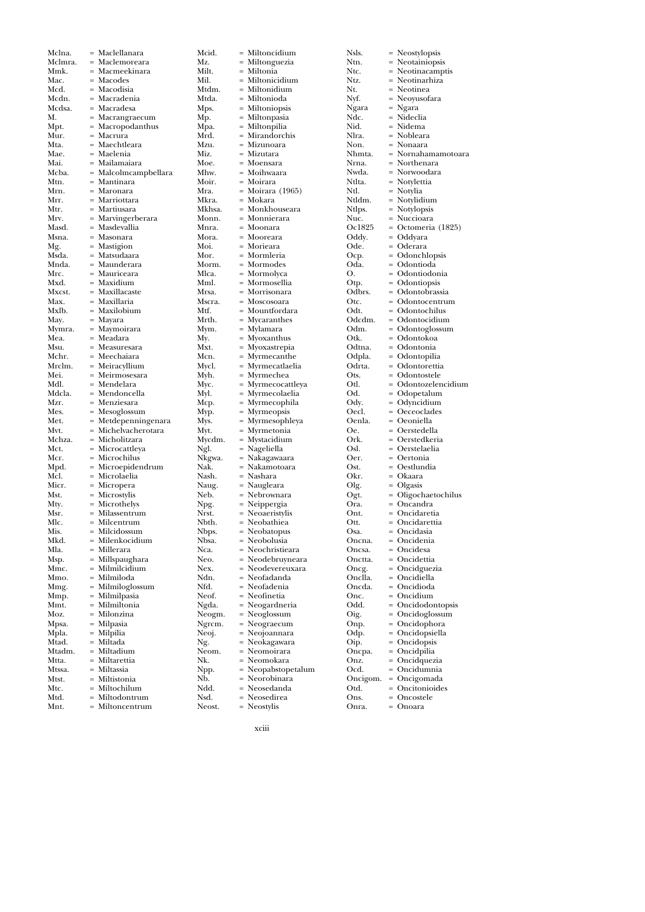Mclna. = Maclellanara
Mclmra. = Maclemoreara
Mmk. = Macmeekinara
Mac. = Macodes
Mcd. = Macodisia
Mcdn. = Macradenia
Mcdsa. = Macradesa
M. = Macrangraecum
Mpt. = Macropodanthus
Mur. = Macrura
Mta. = Maechtleara
Mae. = Maelenia
Mai. = Mailamaiara
Mcba. = Malcolmcampbellara
Mtn. = Mantinara
Mrn. = Maronara
Mrr. = Marriottara
Mtr. = Martiusara
Mrv. = Marvingerberara
Masd. = Masdevallia
Msna. = Masonara
Mg. = Mastigion
Msda. = Matsudaara
Mnda. = Maunderara
Mrc. = Mauriceara
Mxd. = Maxidium
Mxcst. = Maxillacaste
Max. = Maxillaria
Mxlb. = Maxilobium
May. = Mayara
Mymra. = Maymoirara
Mea. = Meadara
Msu. = Measuresara
Mchr. = Meechaiara
Mrclm. = Meiracyllium
Mei. = Meirmosesara
Mdl. = Mendelara
Mdcla. = Mendoncella
Mzr. = Menziesara
Mes. = Mesoglossum
Met. = Metdepenningenara
Mvt. = Michelvacherotara
Mchza. = Micholitzara
Mct. = Microcattleya
Mcr. = Microchilus
Mpd. = Microepidendrum
Mcl. = Microlaelia
Micr. = Micropera
Mst. = Microstylis
Mty. = Microthelys
Msr. = Milassentrum
Mlc. = Milcentrum
Mis. = Milcidossum
Mkd. = Milenkocidium
Mla. = Millerara
Msp. = Millspaughara
Mmc. = Milmilcidium
Mmo. = Milmiloda
Mmg. = Milmiloglossum
Mmp. = Milmilpasia
Mmt. = Milmiltonia
Moz. = Milonzina
Mpsa. = Milpasia
Mpla. = Milpilia
Mtad. = Miltada
Mtadm. = Miltadium
Mtta. = Miltarettia
Mtssa. = Miltassia
Mtst. = Miltistonia
Mtc. = Miltochilum
Mtd. = Miltodontrum
Mnt. = Miltoncentrum
Mcid. = Miltoncidium
Mz. = Miltonguezia
Milt. = Miltonia
Mil. = Miltonicidium
Mtdm. = Miltonidium
Mtda. = Miltonioda
Mps. = Miltoniopsis
Mp. = Miltonpasia
Mpa. = Miltonpilia
Mrd. = Mirandorchis
Mzu. = Mizunoara
Miz. = Mizutara
Moe. = Moensara
Mhw. = Moihwaara
Moir. = Moirara
Mra. = Moirara (1965)
Mkra. = Mokara
Mkhsa. = Monkhouseara
Monn. = Monnierara
Mnra. = Moonara
Mora. = Mooreara
Moi. = Morieara
Mor. = Mormleria
Morm. = Mormodes
Mlca. = Mormolyca
Mml. = Mormosellia
Mrsa. = Morrisonara
Mscra. = Moscosoara
Mtf. = Mountfordara
Mrth. = Mycaranthes
Mym. = Mylamara
My. = Myoxanthus
Mxt. = Myoxastrepia
Mcn. = Myrmecanthe
Mycl. = Myrmecatlaelia
Myh. = Myrmechea
Myc. = Myrmecocattleya
Myl. = Myrmecolaelia
Mcp. = Myrmecophila
Myp. = Myrmeopsis
Mys. = Myrmesophleya
Myt. = Myrmetonia
Mycdm. = Mystacidium
Ngl. = Nageliella
Nkgwa. = Nakagawaara
Nak. = Nakamotoara
Nash. = Nashara
Naug. = Naugleara
Neb. = Nebrownara
Npg. = Neippergia
Nrst. = Neoaeristylis
Nbth. = Neobathiea
Nbps. = Neobatopus
Nbsa. = Neobolusia
Nca. = Neochristieara
Neo. = Neodebruyneara
Nex. = Neodevereuxara
Ndn. = Neofadanda
Nfd. = Neofadenia
Neof. = Neofinetia
Ngda. = Neogardneria
Neogm. = Neoglossum
Ngrcm. = Neograecum
Neoj. = Neojoannara
Ng. = Neokagawara
Neom. = Neomoirara
Nk. = Neomokara
Npp. = Neopabstopetalum
Nb. = Neorobinara
Ndd. = Neosedanda
Nsd. = Neosedirea
Neost. = Neostylis
Nsls. = Neostylopsis
Ntn. = Neotainiopsis
Ntc. = Neotinacamptis
Ntz. = Neotinarhiza
Nt. = Neotinea
Nyf. = Neoyusofara
Ngara = Ngara
Ndc. = Nideclia
Nid. = Nidema
Nlra. = Nobleara
Non. = Nonaara
Nhmta. = Nornahamamotoara
Nrna. = Northenara
Nwda. = Norwoodara
Ntlta. = Notylettia
Ntl. = Notylia
Ntldm. = Notylidium
Ntlps. = Notylopsis
Nuc. = Nuccioara
Oc1825 = Octomeria (1825)
Oddy. = Oddyara
Ode. = Oderara
Ocp. = Odonchlopsis
Oda. = Odontioda
O. = Odontiodonia
Otp. = Odontiopsis
Odbrs. = Odontobrassia
Otc. = Odontocentrum
Odt. = Odontochilus
Odcdm. = Odontocidium
Odm. = Odontoglossum
Otk. = Odontokoa
Odtna. = Odontonia
Odpla. = Odontopilia
Odrta. = Odontorettia
Ots. = Odontostele
Otl. = Odontozelencidium
Od. = Odopetalum
Ody. = Odyncidium
Oecl. = Oeceoclades
Oenla. = Oeoniella
Oe. = Oerstedella
Ork. = Oerstedkeria
Osl. = Oerstelaelia
Oer. = Oertonia
Ost. = Oestlundia
Okr. = Okaara
Olg. = Olgasis
Ogt. = Oligochaetochilus
Ora. = Oncandra
Ont. = Oncidaretia
Ott. = Oncidarettia
Osa. = Oncidasia
Oncna. = Oncidenia
Oncsa. = Oncidesa
Oncita. = Oncidettia
Oncg. = Oncidguezia
Onclla. = Oncidiella
Oncda. = Oncidioda
Onc. = Oncidium
Odd. = Oncidodontopsis
Oig. = Oncidoglossum
Onp. = Oncidophora
Odp. = Oncidopsiella
Oip. = Oncidopsis
Oncpa. = Oncidpilia
Onz. = Oncidquezia
Ocd. = Oncidumnia
Oncigom. = Oncigomada
Otd. = Oncitonioides
Ons. = Oncostele
Onra. = Onoara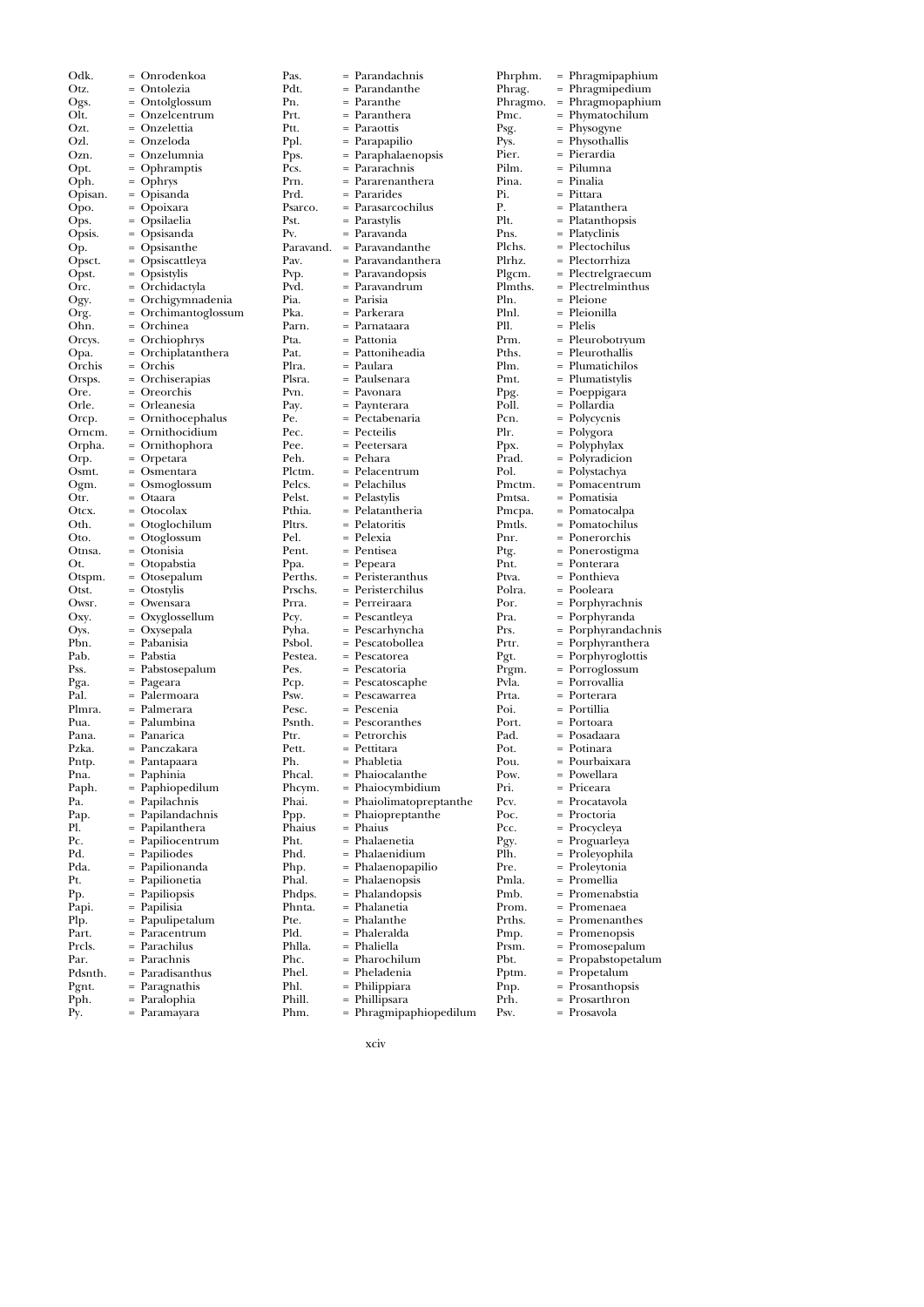Odk. = Onrodenkoa
Otz. = Ontolezia
Ogs. = Ontolglossum
Olt. = Onzelcentrum
Ozt. = Onzelettia
Ozl. = Onzeloda
Ozn. = Onzelumnia
Opt. = Ophramptis
Oph. = Ophrys
Opisan. = Opisanda
Opo. = Opoixara
Ops. = Opsilaelia
Opsis. = Opsisanda
Op. = Opsisanthe
Opsct. = Opsiscattleya
Opst. = Opsistylis
Orc. = Orchidactyla
Ogy. = Orchigymnadenia
Org. = Orchimantoglossum
Ohn. = Orchinea
Orcys. = Orchiophrys
Opa. = Orchiplatanthera
Orchis = Orchis
Orsps. = Orchiserapias
Ore. = Oreorchis
Orle. = Orleanesia
Orcp. = Ornithocephalus
Orncm. = Ornithocidium
Orpha. = Ornithophora
Orp. = Orpetara
Osmt. = Osmentara
Ogm. = Osmoglossum
Otr. = Otaara
Otcx. = Otocolax
Oth. = Otoglochilum
Oto. = Otoglossum
Otnsa. = Otonisia
Ot. = Otopabstia
Otspm. = Otosepalum
Otst. = Otostylis
Owsr. = Owensara
Oxy. = Oxyglossellum
Oys. = Oxysepala
Pbn. = Pabanisia
Pab. = Pabstia
Pss. = Pabstosepalum
Pga. = Pageara
Pal. = Palermoara
Plmra. = Palmerara
Pua. = Palumbina
Pana. = Panarica
Pzka. = Panczakara
Pntp. = Pantapaara
Pna. = Paphinia
Paph. = Paphiopedilum
Pa. = Papilachnis
Pap. = Papilandachnis
Pl. = Papilanthera
Pc. = Papiliocentrum
Pd. = Papiliodes
Pda. = Papilionanda
Pt. = Papilionetia
Pp. = Papiliopsis
Papi. = Papilisia
Plp. = Papulipetalum
Part. = Paracentrum
Prcls. = Parachilus
Par. = Parachnis
Pdsnth. = Paradisanthus
Pgnt. = Paragnathis
Pph. = Paralophia
Py. = Paramayara
Pas. = Parandachnis
Pdt. = Parandanthe
Pn. = Paranthe
Prt. = Paranthera
Ptt. = Paraottis
Ppl. = Parapapilio
Pps. = Paraphalaenopsis
Pcs. = Pararachnis
Prn. = Pararenanthera
Prd. = Pararides
Psarco. = Parasarcochilus
Pst. = Parastylis
Pv. = Paravanda
Paravand. = Paravandanthe
Pav. = Paravandanthera
Pvp. = Paravandopsis
Pvd. = Paravandrum
Pia. = Parisia
Pka. = Parkerara
Parn. = Parnataara
Pta. = Pattonia
Pat. = Pattoniheadia
Plra. = Paulara
Plsra. = Paulsenara
Pvn. = Pavonara
Pay. = Paynterara
Pe. = Pectabenaria
Pec. = Pecteilis
Pee. = Peetersara
Peh. = Pehara
Plctm. = Pelacentrum
Pelcs. = Pelachilus
Pelst. = Pelastylis
Pthia. = Pelatantheria
Pltrs. = Pelatoritis
Pel. = Pelexia
Pent. = Pentisea
Ppa. = Pepeara
Perths. = Peristeranthus
Prschs. = Peristerchilus
Prra. = Perreiraara
Pcy. = Pescantleya
Pyha. = Pescarhyncha
Psbol. = Pescatobollea
Pestea. = Pescatorea
Pes. = Pescatoria
Pcp. = Pescatoscaphe
Psw. = Pescawarrea
Pesc. = Pescenia
Psnth. = Pescoranthes
Ptr. = Petrorchis
Pett. = Pettitara
Ph. = Phabletia
Phcal. = Phaiocalanthe
Phcym. = Phaiocymbidium
Phai. = Phaiolimatopreptanthe
Ppp. = Phaiopreptanthe
Phaius = Phaius
Pht. = Phalaenetia
Phd. = Phalaenidium
Php. = Phalaenopapilio
Phal. = Phalaenopsis
Phdps. = Phalandopsis
Phnta. = Phalanetia
Pte. = Phalanthe
Pld. = Phaleralda
Phlla. = Phaliella
Phc. = Pharochilum
Phel. = Pheladenia
Phl. = Philippiara
Phill. = Phillipsara
Phm. = Phragmipaphiopedilum
Phrphm. = Phragmipaphium
Phrag. = Phragmipedium
Phragmo. = Phragmopaphium
Pmc. = Phymatochilum
Psg. = Physogyne
Pys. = Physothallis
Pier. = Pierardia
Pilm. = Pilumna
Pina. = Pinalia
Pi. = Pittara
P. = Platanthera
Plt. = Platanthopsis
Pns. = Platyclinis
Plchs. = Plectochilus
Plrhz. = Plectorrhiza
Plgcm. = Plectrelgraecum
Plmths. = Plectrelminthus
Pln. = Pleione
Plnl. = Pleionilla
Pll. = Plelis
Prm. = Pleurobotryum
Pths. = Pleurothallis
Plm. = Plumatichilos
Pmt. = Plumatistylis
Ppg. = Poeppigara
Poll. = Pollardia
Pcn. = Polycycnis
Plr. = Polygora
Ppx. = Polyphylax
Prad. = Polyradicion
Pol. = Polystachya
Pmctm. = Pomacentrum
Pmtsa. = Pomatisia
Pmcpa. = Pomatocalpa
Pmtls. = Pomatochilus
Pnr. = Ponerorchis
Ptg. = Ponerostigma
Pnt. = Ponterara
Ptva. = Ponthieva
Polra. = Pooleara
Por. = Porphyrachnis
Pra. = Porphyranda
Prs. = Porphyrandachnis
Prtr. = Porphyranthera
Pgt. = Porphyroglottis
Prgm. = Porroglossum
Pvla. = Porrovallia
Prta. = Porterara
Poi. = Portillia
Port. = Portoara
Pad. = Posadaara
Pot. = Potinara
Pou. = Pourbaixara
Pow. = Powellara
Pri. = Priceara
Pcv. = Procatavola
Poc. = Proctoria
Pcc. = Procycleya
Pgy. = Proguarleya
Plh. = Proleyophila
Pre. = Proleytonia
Pmla. = Promellia
Pmb. = Promenabstia
Prom. = Promenaea
Prths. = Promenanthes
Pmp. = Promenopsis
Prsm. = Promosepalum
Pbt. = Propabstopetalum
Pptm. = Propetalum
Pnp. = Prosanthopsis
Prh. = Prosarthron
Psv. = Prosavola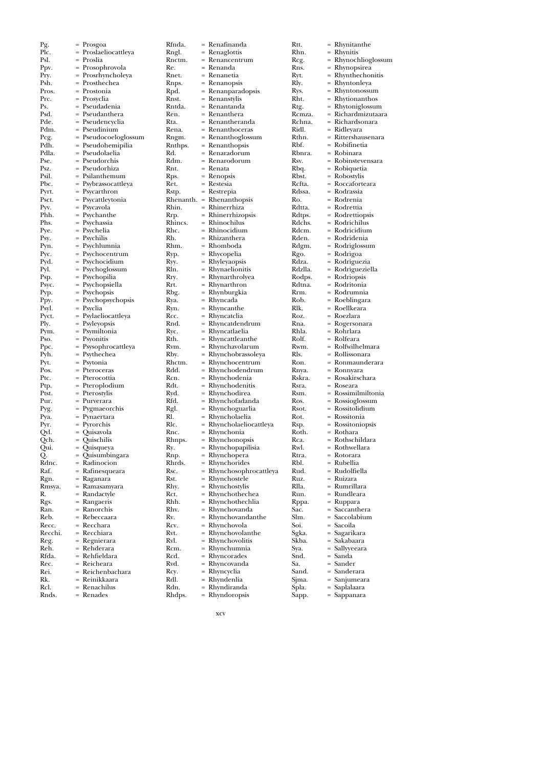Pg. = Prosgoa
Plc. = Proslaeliocattleya
Psl. = Proslia
Ppv. = Prosophrovola
Pry. = Prosrhyncholeya
Psh. = Prosthechea
Pros. = Prostonia
Prc. = Prosyclia
Ps. = Pseudadenia
Psd. = Pseudanthera
Pde. = Pseudencyclia
Pdm. = Pseudinium
Pcg. = Pseudocoeloglossum
Pdh. = Pseudohemipilia
Pdla. = Pseudolaelia
Pse. = Pseudorchis
Psz. = Pseudorhiza
Psil. = Psilanthemum
Pbc. = Psybrassocattleya
Pyrt. = Psycarthron
Psct. = Psycattleytonia
Pyv. = Psycavola
Phh. = Psychanthe
Phs. = Psychassia
Pye. = Psychelia
Psy. = Psychilis
Pyn. = Psychlumnia
Pyc. = Psychocentrum
Pyd. = Psychocidium
Pyl. = Psychoglossum
Psp. = Psychopilia
Psyc. = Psychopsiella
Pyp. = Psychopsis
Ppy. = Psychopsychopsis
Psyl. = Psyclia
Pyct. = Psylaeliocattleya
Ply. = Psyleyopsis
Pym. = Psymiltonia
Pso. = Psyonitis
Ppc. = Psysophrocattleya
Pyh. = Psythechea
Pyt. = Psytonia
Pos. = Pteroceras
Ptc. = Pterocottia
Ptp. = Pteroplodium
Ptst. = Pterostylis
Pur. = Purverara
Pyg. = Pygmaeorchis
Pya. = Pynaertara
Pyr. = Pyrorchis
Qvl. = Quisavola
Qch. = Quischilis
Qui. = Quisqueya
Q. = Quisumbingara
Rdnc. = Radinocion
Raf. = Rafinesqueara
Rgn. = Raganara
Rmsya. = Ramasamyara
R. = Randactyle
Rgs. = Rangaeris
Ran. = Ranorchis
Reb. = Rebeccaara
Recc. = Recchara
Recchi. = Recchiara
Reg. = Regnierara
Reh. = Rehderara
Rfda. = Rehfieldara
Rec. = Reicheara
Rei. = Reichenbachara
Rk. = Reinikkaara
Rcl. = Renachilus
Rnds. = Renades
Rfnda. = Renafinanda
Rngl. = Renaglottis
Rnctm. = Renancentrum
Re. = Renanda
Rnet. = Renanetia
Rnps. = Renanopsis
Rpd. = Renanparadopsis
Rnst. = Renanstylis
Rntda. = Renantanda
Ren. = Renanthera
Rta. = Renantheranda
Rena. = Renanthoceras
Rngm. = Renanthoglossum
Rnthps. = Renanthopsis
Rd. = Renaradorum
Rdm. = Renarodorum
Rnt. = Renata
Rps. = Renopsis
Ret. = Restesia
Rstp. = Restrepia
Rhenanth. = Rhenanthopsis
Rhin. = Rhinerrhiza
Rrp. = Rhinerrhizopsis
Rhincs. = Rhinochilus
Rhc. = Rhinocidium
Rh. = Rhizanthera
Rhm. = Rhomboda
Ryp. = Rhycopelia
Ryy. = Rhyleyaopsis
Rln. = Rhynaelionitis
Rry. = Rhynarthrolyea
Rrt. = Rhynarthron
Rbg. = Rhynburgkia
Rya. = Rhyncada
Ryn. = Rhyncanthe
Rcc. = Rhyncatclia
Rnd. = Rhyncatdendrum
Ryc. = Rhyncatlaelia
Rth. = Rhyncattleanthe
Rvm. = Rhynchavolarum
Rby. = Rhynchobrassoleya
Rhctm. = Rhynchocentrum
Rdd. = Rhynchodendrum
Rcn. = Rhynchodenia
Rdt. = Rhynchodenitis
Ryd. = Rhynchodirea
Rfd. = Rhynchofadanda
Rgl. = Rhynchoguarlia
Rl. = Rhyncholaelia
Rlc. = Rhyncholaeliocattleya
Rnc. = Rhynchonia
Rhnps. = Rhynchonopsis
Ry. = Rhynchopapilisia
Rnp. = Rhynchopera
Rhrds. = Rhynchorides
Rsc. = Rhynchosophrocattleya
Rst. = Rhynchostele
Rhy. = Rhynchostylis
Rct. = Rhynchothechea
Rhh. = Rhynchothechlia
Rhv. = Rhynchovanda
Rv. = Rhynchovandanthe
Rcv. = Rhynchovola
Rvt. = Rhynchovolanthe
Rvl. = Rhynchovolitis
Rcm. = Rhynchumnia
Rcd. = Rhyncorades
Rvd. = Rhyncovanda
Rcy. = Rhyncyclia
Rdl. = Rhyndenlia
Rdn. = Rhyndiranda
Rhdps. = Rhyndoropsis
Rtt. = Rhynitanthe
Rhn. = Rhynitis
Rcg. = Rhynochlioglossum
Rns. = Rhynopsirea
Ryt. = Rhynthechonitis
Rly. = Rhyntonleya
Rys. = Rhyntonossum
Rht. = Rhytionanthos
Rtg. = Rhytoniglossum
Rcmza. = Richardmizutaara
Rchna. = Richardsonara
Ridl. = Ridleyara
Rthn. = Rittershausenara
Rbf. = Robifinetia
Rbnra. = Robinara
Rsv. = Robinstevensara
Rbq. = Robiquetia
Rbst. = Robostylis
Rcfta. = Roccaforteara
Rdssa. = Rodrassia
Ro. = Rodrenia
Rdtta. = Rodrettia
Rdtps. = Rodrettiopsis
Rdchs. = Rodrichilus
Rdcm. = Rodricidium
Rden. = Rodridenia
Rdgm. = Rodriglossum
Rgo. = Rodrigoa
Rdza. = Rodriguezia
Rdzlla. = Rodrigueziella
Rodps. = Rodriopsis
Rdtna. = Rodritonia
Rrm. = Rodrumnia
Rob. = Roeblingara
Rlk. = Roellkeara
Roz. = Roezlara
Rna. = Rogersonara
Rhla. = Rohrlara
Rolf. = Rolfeara
Rwm. = Rolfwilhelmara
Rls. = Rollissonara
Ron. = Ronmaunderara
Rnya. = Ronnyara
Rskra. = Rosakirschara
Rsra. = Roseara
Rsm. = Rossimilmiltonia
Ros. = Rossioglossum
Rsot. = Rossitolidium
Rot. = Rossitonia
Rsp. = Rossitoniopsis
Roth. = Rothara
Rca. = Rothschildara
Rwl. = Rothwellara
Rtra. = Rotorara
Rbl. = Rubellia
Rud. = Rudolfiella
Ruz. = Ruizara
Rlla. = Rumrillara
Run. = Rundleara
Rppa. = Ruppara
Sac. = Saccanthera
Slm. = Saccolabium
Soi. = Sacoila
Sgka. = Sagarikara
Skba. = Sakabaara
Sya. = Sallyyeeara
Snd. = Sanda
Sa. = Sander
Sand. = Sanderara
Sjma. = Sanjumeara
Spla. = Saplalaara
Sapp. = Sappanara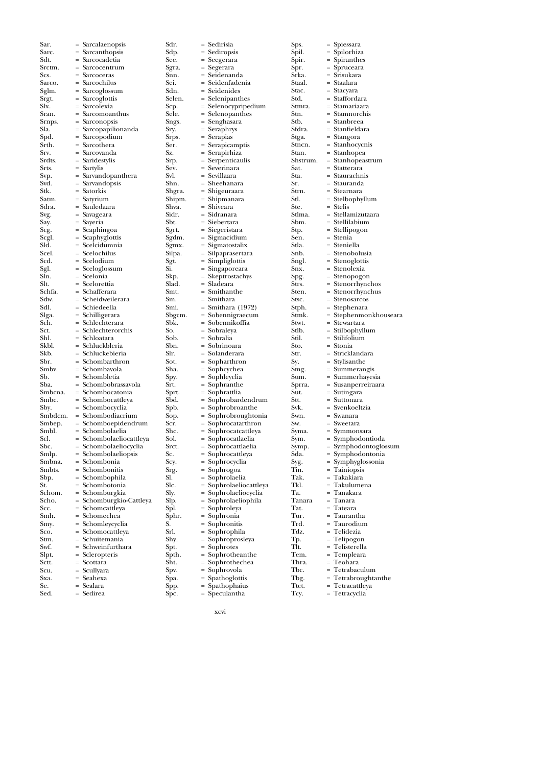Sar. = Sarcalaenopsis
Sarc. = Sarcanthopsis
Sdt. = Sarcocadetia
Srctm. = Sarcocentrum
Scs. = Sarcoceras
Sarco. = Sarcochilus
Sglm. = Sarcoglossum
Srgt. = Sarcoglottis
Slx. = Sarcolexia
Sran. = Sarcomoanthus
Srnps. = Sarconopsis
Sla. = Sarcopapilionanda
Spd. = Sarcopodium
Srth. = Sarcothera
Srv. = Sarcovanda
Srdts. = Saridestylis
Srts. = Sartylis
Svp. = Sarvandopanthera
Svd. = Sarvandopsis
Stk. = Satorkis
Satm. = Satyrium
Sdra. = Sauledaara
Svg. = Savageara
Say. = Sayeria
Scg. = Scaphingoa
Scgl. = Scaphyglottis
Sld. = Scelcidumnia
Scel. = Scelochilus
Scd. = Scelodium
Sgl. = Sceloglossum
Sln. = Scelonia
Slt. = Scelorettia
Schfa. = Schafferara
Sdw. = Scheidweilerara
Sdl. = Schiedeella
Slga. = Schilligerara
Sch. = Schlechterara
Sct. = Schlechterorchis
Shl. = Schloatara
Skbl. = Schluckbleria
Skb. = Schluckebieria
Sbr. = Schombarthron
Smbv. = Schombavola
Sb. = Schombletia
Sba. = Schombobrassavola
Smbcna. = Schombocatonia
Smbc. = Schombocattleya
Sby. = Schombocyclia
Smbdcm. = Schombodiacrium
Smbep. = Schomboepidendrum
Smbl. = Schombolaelia
Scl. = Schombolaeliocattleya
Sbc. = Schombolaeliocyclia
Smlp. = Schombolaeliopsis
Smbna. = Schombonia
Smbts. = Schombonitis
Sbp. = Schombophila
St. = Schombotonia
Schom. = Schomburgkia
Scho. = Schomburgkio-Cattleya
Scc. = Schomcattleya
Smh. = Schomechea
Smy. = Schomleycyclia
Sco. = Schomocattleya
Stm. = Schuitemania
Swf. = Schweinfurthara
Slpt. = Scleropteris
Sctt. = Scottara
Scu. = Scullyara
Sxa. = Seahexa
Se. = Sealara
Sed. = Sedirea
Sdr. = Sedirisia
Sdp. = Sediropsis
See. = Seegerara
Sgra. = Segerara
Snn. = Seidenanda
Sei. = Seidenfadenia
Sdn. = Seidenides
Selen. = Selenipanthes
Scp. = Selenocypripedium
Sele. = Selenopanthes
Sngs. = Senghasara
Sry. = Seraphrys
Srps. = Serapias
Ser. = Serapicamptis
Sz. = Serapirhiza
Srp. = Serpenticaulis
Sev. = Severinara
Svl. = Sevillaara
Shn. = Sheehanara
Shgra. = Shigeuraara
Shipm. = Shipmanara
Shva. = Shiveara
Sidr. = Sidranara
Sbt. = Siebertara
Sgrt. = Siegeristara
Sgdm. = Sigmacidium
Sgmx. = Sigmatostalix
Silpa. = Silpaprasertara
Sgt. = Simpliglottis
Si. = Singaporeara
Skp. = Skeptrostachys
Slad. = Sladeara
Smt. = Smithanthe
Sm. = Smithara
Smi. = Smithara (1972)
Sbgcm. = Sobennigraecum
Sbk. = Sobennikoffia
So. = Sobraleya
Sob. = Sobralia
Sbn. = Sobrinoara
Slr. = Solanderara
Sot. = Sopharthron
Sha. = Sophcychea
Spy. = Sophleyclia
Srt. = Sophranthe
Sprt. = Sophrattlia
Sbd. = Sophrobardendrum
Spb. = Sophrobroanthe
Sop. = Sophrobroughtonia
Scr. = Sophrocatarthron
Shc. = Sophrocatcattleya
Sol. = Sophrocatlaelia
Srct. = Sophrocattlaelia
Sc. = Sophrocattleya
Scy. = Sophrocyclia
Srg. = Sophrogoa
Sl. = Sophrolaelia
Slc. = Sophrolaeliocattleya
Sly. = Sophrolaeliocyclia
Slp. = Sophrolaeliophila
Spl. = Sophroleya
Sphr. = Sophronia
S. = Sophronitis
Srl. = Sophrophila
Shy. = Sophroprosleya
Spt. = Sophrotes
Spth. = Sophrotheanthe
Sht. = Sophrothechea
Spv. = Sophrovola
Spa. = Spathoglottis
Spp. = Spathophaius
Spc. = Speculantha
Sps. = Spiessara
Spil. = Spilorhiza
Spir. = Spiranthes
Spr. = Spruceara
Srka. = Srisukara
Staal. = Staalara
Stac. = Stacyara
Std. = Staffordara
Stmra. = Stamariaara
Stn. = Stamnorchis
Stb. = Stanbreea
Sfdra. = Stanfieldara
Stga. = Stangora
Stncn. = Stanhocycnis
Stan. = Stanhopea
Shstrum. = Stanhopeastrum
Sat. = Statterara
Sta. = Staurachnis
Sr. = Stauranda
Strn. = Stearnara
Stl. = Stelbophyllum
Ste. = Stelis
Stlma. = Stellamizutaara
Sbm. = Stellilabium
Stp. = Stellipogon
Sen. = Stenia
Stla. = Steniella
Snb. = Stenobolusia
Sngl. = Stenoglottis
Snx. = Stenolexia
Spg. = Stenopogon
Strs. = Stenorrhynchos
Sten. = Stenorrhynchus
Stsc. = Stenosarcos
Stph. = Stephenara
Stmk. = Stephenmonkhouseara
Stwt. = Stewartara
Stlb. = Stilbophyllum
Stil. = Stilifolium
Sto. = Stonia
Str. = Stricklandara
Sy. = Stylisanthe
Smg. = Summerangis
Sum. = Summerhayesia
Sprra. = Susanperreiraara
Sut. = Sutingara
Stt. = Suttonara
Svk. = Svenkoeltzia
Swn. = Swanara
Sw. = Sweetara
Syma. = Symmonsara
Sym. = Symphodontioda
Symp. = Symphodontoglossum
Sda. = Symphodontonia
Syg. = Symphyglossonia
Tin. = Tainiopsis
Tak. = Takakiara
Tkl. = Takulumena
Ta. = Tanakara
Tanara = Tanara
Tat. = Tateara
Tur. = Taurantha
Trd. = Taurodium
Tdz. = Telidezia
Tp. = Telipogon
Tlt. = Telisterella
Tem. = Templeara
Thra. = Teohara
Tbc. = Tetrabaculum
Tbg. = Tetrabroughtanthe
Ttct. = Tetracattleya
Tcy. = Tetracyclia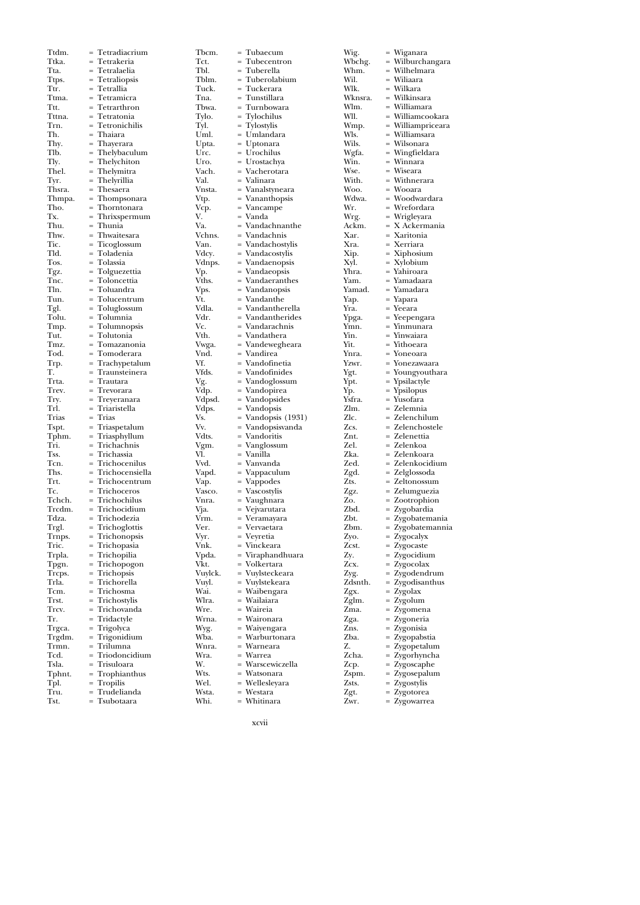Ttdm. = Tetradiacrium
Ttka. = Tetrakeria
Tta. = Tetralaelia
Ttps. = Tetraliopsis
Ttr. = Tetrallia
Ttma. = Tetramicra
Ttt. = Tetrarthron
Tttna. = Tetratonia
Trn. = Tetronichilis
Th. = Thaiara
Thy. = Thayerara
Tlb. = Thelybaculum
Tly. = Thelychiton
Thel. = Thelymitra
Tyr. = Thelyrillia
Thsra. = Thesaera
Thmpa. = Thompsonara
Tho. = Thorntonara
Tx. = Thrixspermum
Thu. = Thunia
Thw. = Thwaitesara
Tic. = Ticoglossum
Tld. = Toladenia
Tos. = Tolassia
Tgz. = Tolguezettia
Tnc. = Toloncettia
Tln. = Toluandra
Tun. = Tolucentrum
Tgl. = Toluglossum
Tolu. = Tolumnia
Tmp. = Tolumnopsis
Tut. = Tolutonia
Tmz. = Tomazanonia
Tod. = Tomoderara
Trp. = Trachypetalum
T. = Traunsteinera
Trta. = Trautara
Trev. = Trevorara
Try. = Treyeranara
Trl. = Triaristella
Trias = Trias
Tspt. = Triaspetalum
Tphm. = Triasphyllum
Tri. = Trichachnis
Tss. = Trichassia
Tcn. = Trichocenilus
Ths. = Trichocensiella
Trt. = Trichocentrum
Tc. = Trichoceros
Tchch. = Trichochilus
Trcdm. = Trichocidium
Tdza. = Trichodezia
Trgl. = Trichoglottis
Trnps. = Trichonopsis
Tric. = Trichopasia
Trpla. = Trichopilia
Tpgn. = Trichopogon
Trcps. = Trichopsis
Trla. = Trichorella
Tcm. = Trichosma
Trst. = Trichostylis
Trcv. = Trichovanda
Tr. = Tridactyle
Trgca. = Trigolyca
Trgdm. = Trigonidium
Trmn. = Trilumna
Tcd. = Triodoncidium
Tsla. = Trisuloara
Tphnt. = Trophianthus
Tpl. = Tropilis
Tru. = Trudelianda
Tst. = Tsubotaara
Tbcm. = Tubaecum
Tct. = Tubecentron
Tbl. = Tuberella
Tblm. = Tuberolabium
Tuck. = Tuckerara
Tna. = Tunstillara
Tbwa. = Turnbowara
Tylo. = Tylochilus
Tyl. = Tylostylis
Uml. = Umlandara
Upta. = Uptonara
Urc. = Urochilus
Uro. = Urostachya
Vach. = Vacherotara
Val. = Valinara
Vnsta. = Vanalstyneara
Vtp. = Vananthopsis
Vcp. = Vancampe
V. = Vanda
Va. = Vandachnanthe
Vchns. = Vandachnis
Van. = Vandachostylis
Vdcy. = Vandacostylis
Vdnps. = Vandaenopsis
Vp. = Vandaeopsis
Vths. = Vandaeranthes
Vps. = Vandanopsis
Vt. = Vandanthe
Vdla. = Vandantherella
Vdr. = Vandantherides
Vc. = Vandarachnis
Vth. = Vandathera
Vwga. = Vandewegheara
Vnd. = Vandirea
Vf. = Vandofinetia
Vfds. = Vandofinides
Vg. = Vandoglossum
Vdp. = Vandopirea
Vdpsd. = Vandopsides
Vdps. = Vandopsis
Vs. = Vandopsis (1931)
Vv. = Vandopsisvanda
Vdts. = Vandoritis
Vgm. = Vanglossum
Vl. = Vanilla
Vvd. = Vanvanda
Vapd. = Vappaculum
Vap. = Vappodes
Vasco. = Vascostylis
Vnra. = Vaughnara
Vja. = Vejvarutara
Vrm. = Veramayara
Ver. = Vervaetara
Vyr. = Veyretia
Vnk. = Vinckeara
Vpda. = Viraphandhuara
Vkt. = Volkertara
Vuylck. = Vuylsteckeara
Vuyl. = Vuylstekeara
Wai. = Waibengara
Wlra. = Wailaiara
Wre. = Waireia
Wrna. = Waironara
Wyg. = Waiyengara
Wba. = Warburtonara
Wnra. = Warneara
Wra. = Warrea
W. = Warscewiczella
Wts. = Watsonara
Wel. = Wellesleyara
Wsta. = Westara
Whi. = Whitinara
Wig. = Wiganara
Wbchg. = Wilburchangara
Whm. = Wilhelmara
Wil. = Wiliaara
Wlk. = Wilkara
Wknsra. = Wilkinsara
Wlm. = Williamara
Wll. = Williamcookara
Wmp. = Williampriceara
Wls. = Williamsara
Wils. = Wilsonara
Wgfa. = Wingfieldara
Win. = Winnara
Wse. = Wiseara
With. = Withnerara
Woo. = Wooara
Wdwa. = Woodwardara
Wr. = Wrefordara
Wrg. = Wrigleyara
Ackm. = X Ackermania
Xar. = Xaritonia
Xra. = Xerriara
Xip. = Xiphosium
Xyl. = Xylobium
Yhra. = Yahiroara
Yam. = Yamadaara
Yamad. = Yamadara
Yap. = Yapara
Yra. = Yeeara
Ypga. = Yeepengara
Ymn. = Yinmunara
Yin. = Yinwaiara
Yit. = Yithoeara
Ynra. = Yoneoara
Yzwr. = Yonezawaara
Ygt. = Youngyouthara
Ypt. = Ypsilactyle
Yp. = Ypsilopus
Ysfra. = Yusofara
Zlm. = Zelemnia
Zlc. = Zelenchilum
Zcs. = Zelenchostele
Znt. = Zelenettia
Zel. = Zelenkoa
Zka. = Zelenkoara
Zed. = Zelenkocidium
Zgd. = Zelglossoda
Zts. = Zeltonossum
Zgz. = Zelumguezia
Zo. = Zootrophion
Zbd. = Zygobardia
Zbt. = Zygobatemania
Zbm. = Zygobatemannia
Zyo. = Zygocalyx
Zcst. = Zygocaste
Zy. = Zygocidium
Zcx. = Zygocolax
Zyg. = Zygodendrum
Zdsnth. = Zygodisanthus
Zgx. = Zygolax
Zglm. = Zygolum
Zma. = Zygomena
Zga. = Zygoneria
Zns. = Zygonisia
Zba. = Zygopabstia
Z. = Zygopetalum
Zcha. = Zygorhyncha
Zcp. = Zygoscaphe
Zspm. = Zygosepalum
Zsts. = Zygostylis
Zgt. = Zygotorea
Zwr. = Zygowarrea